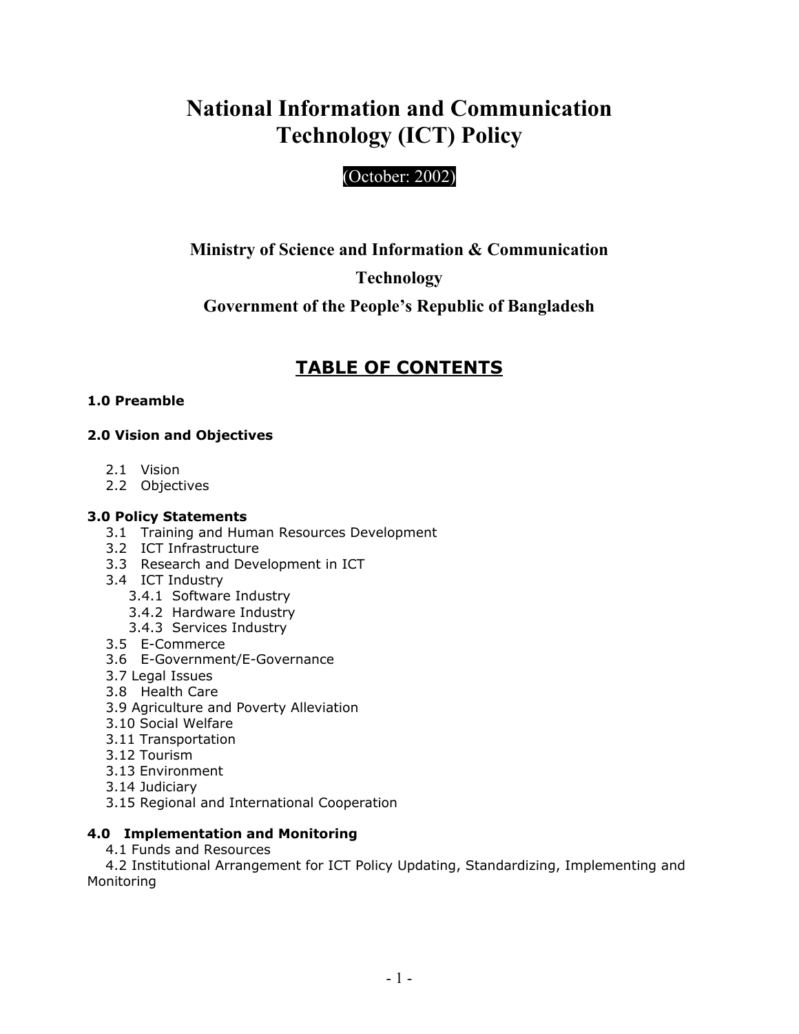# National Information and Communication Technology (ICT) Policy

(October: 2002)

**Ministry of Science and Information & Communication Technology**

**Government of the People's Republic of Bangladesh**

## TABLE OF CONTENTS

**1.0 Preamble**

**2.0 Vision and Objectives**

- 2.1 Vision
- 2.2 Objectives

**3.0 Policy Statements**

- 3.1 Training and Human Resources Development
- 3.2 ICT Infrastructure
- 3.3 Research and Development in ICT
- 3.4 ICT Industry
  - 3.4.1 Software Industry
  - 3.4.2 Hardware Industry
  - 3.4.3 Services Industry
- 3.5 E-Commerce
- 3.6 E-Government/E-Governance
- 3.7 Legal Issues
- 3.8 Health Care
- 3.9 Agriculture and Poverty Alleviation
- 3.10 Social Welfare
- 3.11 Transportation
- 3.12 Tourism
- 3.13 Environment
- 3.14 Judiciary
- 3.15 Regional and International Cooperation

**4.0 Implementation and Monitoring**

- 4.1 Funds and Resources
- 4.2 Institutional Arrangement for ICT Policy Updating, Standardizing, Implementing and Monitoring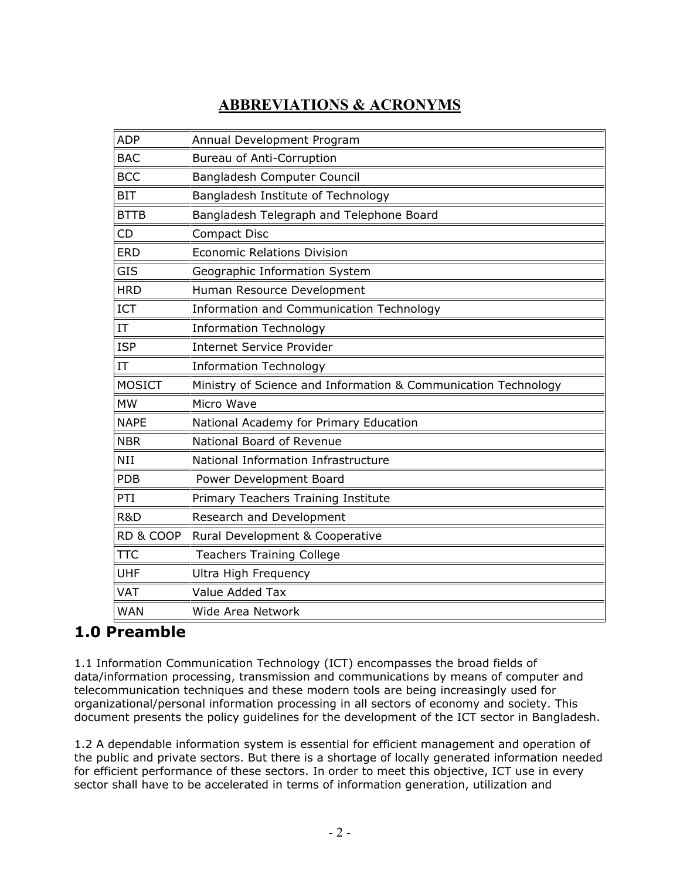## ABBREVIATIONS & ACRONYMS

| | |
|---|---|
| ADP | Annual Development Program |
| BAC | Bureau of Anti-Corruption |
| BCC | Bangladesh Computer Council |
| BIT | Bangladesh Institute of Technology |
| BTTB | Bangladesh Telegraph and Telephone Board |
| CD | Compact Disc |
| ERD | Economic Relations Division |
| GIS | Geographic Information System |
| HRD | Human Resource Development |
| ICT | Information and Communication Technology |
| IT | Information Technology |
| ISP | Internet Service Provider |
| IT | Information Technology |
| MOSICT | Ministry of Science and Information & Communication Technology |
| MW | Micro Wave |
| NAPE | National Academy for Primary Education |
| NBR | National Board of Revenue |
| NII | National Information Infrastructure |
| PDB | Power Development Board |
| PTI | Primary Teachers Training Institute |
| R&D | Research and Development |
| RD & COOP | Rural Development & Cooperative |
| TTC | Teachers Training College |
| UHF | Ultra High Frequency |
| VAT | Value Added Tax |
| WAN | Wide Area Network |

# 1.0 Preamble

1.1 Information Communication Technology (ICT) encompasses the broad fields of data/information processing, transmission and communications by means of computer and telecommunication techniques and these modern tools are being increasingly used for organizational/personal information processing in all sectors of economy and society. This document presents the policy guidelines for the development of the ICT sector in Bangladesh.

1.2 A dependable information system is essential for efficient management and operation of the public and private sectors. But there is a shortage of locally generated information needed for efficient performance of these sectors. In order to meet this objective, ICT use in every sector shall have to be accelerated in terms of information generation, utilization and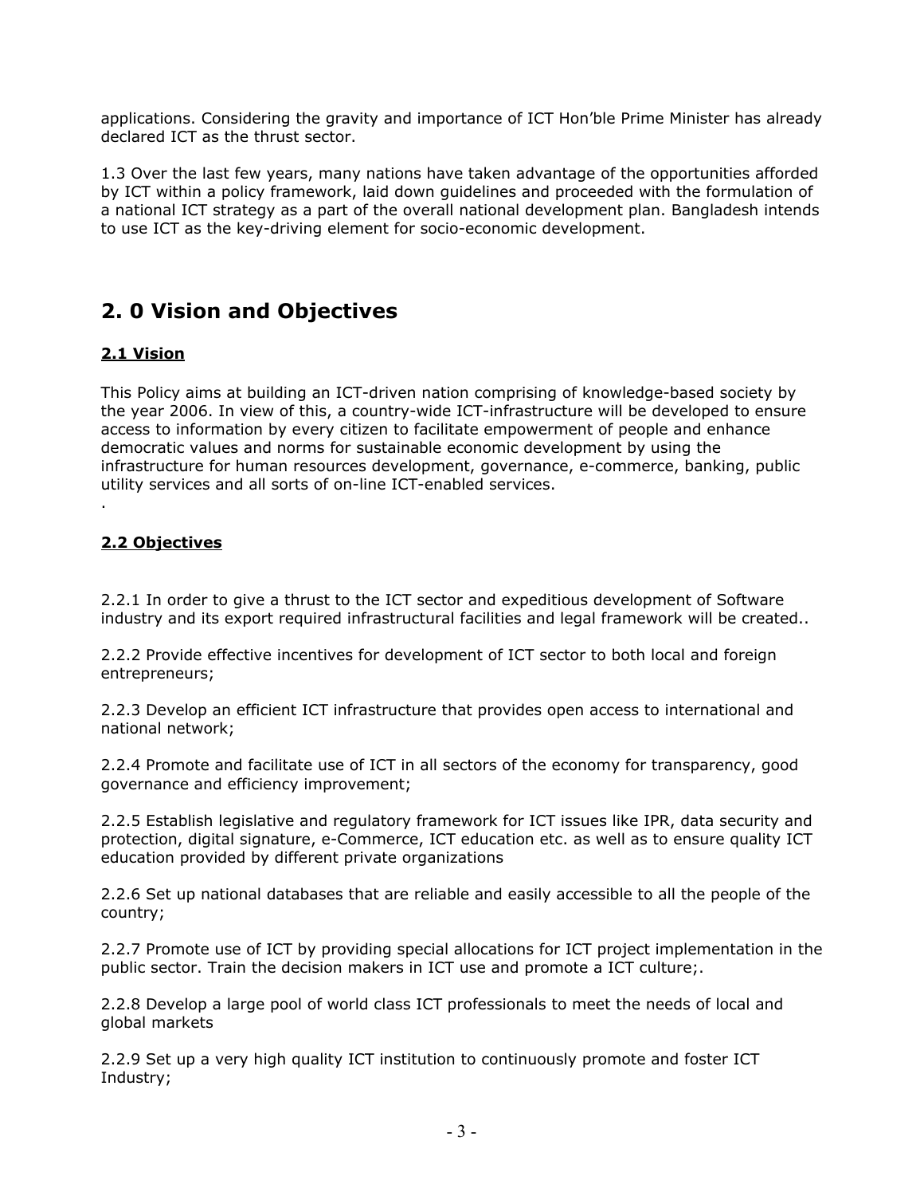applications. Considering the gravity and importance of ICT Hon'ble Prime Minister has already declared ICT as the thrust sector.

1.3 Over the last few years, many nations have taken advantage of the opportunities afforded by ICT within a policy framework, laid down guidelines and proceeded with the formulation of a national ICT strategy as a part of the overall national development plan. Bangladesh intends to use ICT as the key-driving element for socio-economic development.

## 2. 0 Vision and Objectives

### 2.1 Vision

This Policy aims at building an ICT-driven nation comprising of knowledge-based society by the year 2006. In view of this, a country-wide ICT-infrastructure will be developed to ensure access to information by every citizen to facilitate empowerment of people and enhance democratic values and norms for sustainable economic development by using the infrastructure for human resources development, governance, e-commerce, banking, public utility services and all sorts of on-line ICT-enabled services.

.

### 2.2 Objectives

2.2.1 In order to give a thrust to the ICT sector and expeditious development of Software industry and its export required infrastructural facilities and legal framework will be created..

2.2.2 Provide effective incentives for development of ICT sector to both local and foreign entrepreneurs;

2.2.3 Develop an efficient ICT infrastructure that provides open access to international and national network;

2.2.4 Promote and facilitate use of ICT in all sectors of the economy for transparency, good governance and efficiency improvement;

2.2.5 Establish legislative and regulatory framework for ICT issues like IPR, data security and protection, digital signature, e-Commerce, ICT education etc. as well as to ensure quality ICT education provided by different private organizations

2.2.6 Set up national databases that are reliable and easily accessible to all the people of the country;

2.2.7 Promote use of ICT by providing special allocations for ICT project implementation in the public sector. Train the decision makers in ICT use and promote a ICT culture;.

2.2.8 Develop a large pool of world class ICT professionals to meet the needs of local and global markets

2.2.9 Set up a very high quality ICT institution to continuously promote and foster ICT Industry;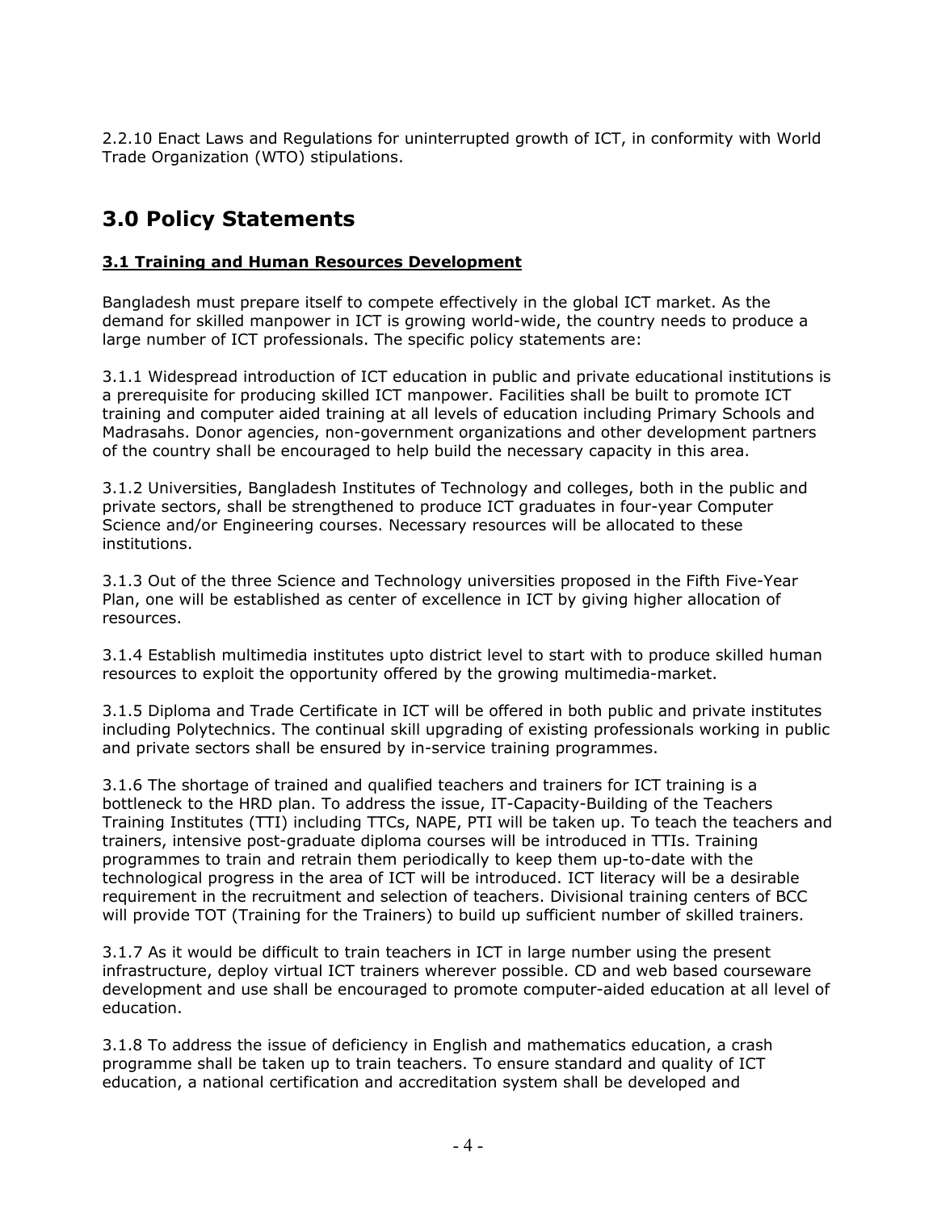2.2.10 Enact Laws and Regulations for uninterrupted growth of ICT, in conformity with World Trade Organization (WTO) stipulations.

# 3.0 Policy Statements

## **3.1 Training and Human Resources Development**

Bangladesh must prepare itself to compete effectively in the global ICT market. As the demand for skilled manpower in ICT is growing world-wide, the country needs to produce a large number of ICT professionals. The specific policy statements are:

3.1.1 Widespread introduction of ICT education in public and private educational institutions is a prerequisite for producing skilled ICT manpower. Facilities shall be built to promote ICT training and computer aided training at all levels of education including Primary Schools and Madrasahs. Donor agencies, non-government organizations and other development partners of the country shall be encouraged to help build the necessary capacity in this area.

3.1.2 Universities, Bangladesh Institutes of Technology and colleges, both in the public and private sectors, shall be strengthened to produce ICT graduates in four-year Computer Science and/or Engineering courses. Necessary resources will be allocated to these institutions.

3.1.3 Out of the three Science and Technology universities proposed in the Fifth Five-Year Plan, one will be established as center of excellence in ICT by giving higher allocation of resources.

3.1.4 Establish multimedia institutes upto district level to start with to produce skilled human resources to exploit the opportunity offered by the growing multimedia-market.

3.1.5 Diploma and Trade Certificate in ICT will be offered in both public and private institutes including Polytechnics. The continual skill upgrading of existing professionals working in public and private sectors shall be ensured by in-service training programmes.

3.1.6 The shortage of trained and qualified teachers and trainers for ICT training is a bottleneck to the HRD plan. To address the issue, IT-Capacity-Building of the Teachers Training Institutes (TTI) including TTCs, NAPE, PTI will be taken up. To teach the teachers and trainers, intensive post-graduate diploma courses will be introduced in TTIs. Training programmes to train and retrain them periodically to keep them up-to-date with the technological progress in the area of ICT will be introduced. ICT literacy will be a desirable requirement in the recruitment and selection of teachers. Divisional training centers of BCC will provide TOT (Training for the Trainers) to build up sufficient number of skilled trainers.

3.1.7 As it would be difficult to train teachers in ICT in large number using the present infrastructure, deploy virtual ICT trainers wherever possible. CD and web based courseware development and use shall be encouraged to promote computer-aided education at all level of education.

3.1.8 To address the issue of deficiency in English and mathematics education, a crash programme shall be taken up to train teachers. To ensure standard and quality of ICT education, a national certification and accreditation system shall be developed and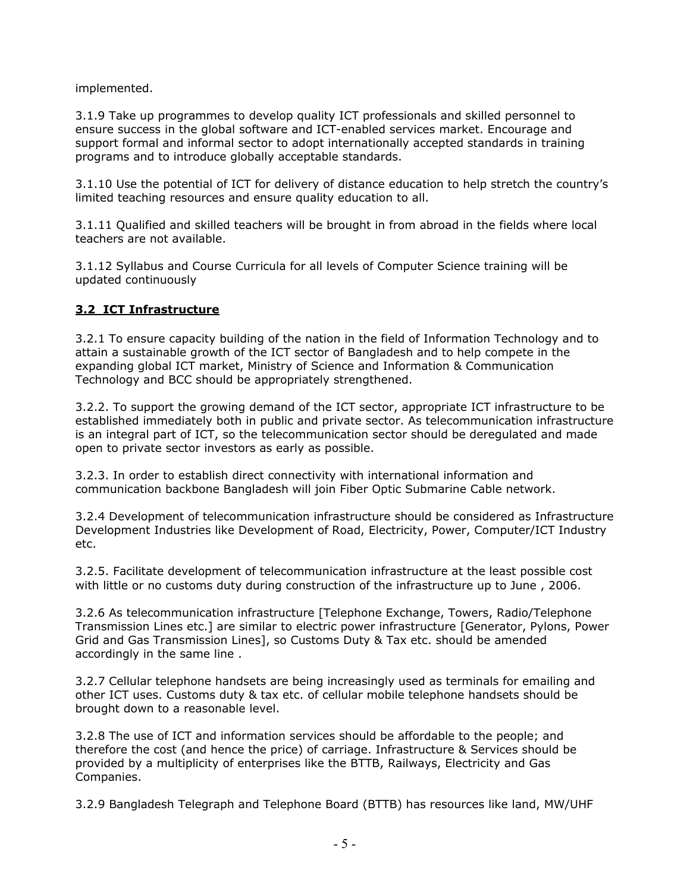implemented.

3.1.9 Take up programmes to develop quality ICT professionals and skilled personnel to ensure success in the global software and ICT-enabled services market. Encourage and support formal and informal sector to adopt internationally accepted standards in training programs and to introduce globally acceptable standards.

3.1.10 Use the potential of ICT for delivery of distance education to help stretch the country's limited teaching resources and ensure quality education to all.

3.1.11 Qualified and skilled teachers will be brought in from abroad in the fields where local teachers are not available.

3.1.12 Syllabus and Course Curricula for all levels of Computer Science training will be updated continuously

## 3.2 ICT Infrastructure

3.2.1 To ensure capacity building of the nation in the field of Information Technology and to attain a sustainable growth of the ICT sector of Bangladesh and to help compete in the expanding global ICT market, Ministry of Science and Information & Communication Technology and BCC should be appropriately strengthened.

3.2.2. To support the growing demand of the ICT sector, appropriate ICT infrastructure to be established immediately both in public and private sector. As telecommunication infrastructure is an integral part of ICT, so the telecommunication sector should be deregulated and made open to private sector investors as early as possible.

3.2.3. In order to establish direct connectivity with international information and communication backbone Bangladesh will join Fiber Optic Submarine Cable network.

3.2.4 Development of telecommunication infrastructure should be considered as Infrastructure Development Industries like Development of Road, Electricity, Power, Computer/ICT Industry etc.

3.2.5. Facilitate development of telecommunication infrastructure at the least possible cost with little or no customs duty during construction of the infrastructure up to June , 2006.

3.2.6 As telecommunication infrastructure [Telephone Exchange, Towers, Radio/Telephone Transmission Lines etc.] are similar to electric power infrastructure [Generator, Pylons, Power Grid and Gas Transmission Lines], so Customs Duty & Tax etc. should be amended accordingly in the same line .

3.2.7 Cellular telephone handsets are being increasingly used as terminals for emailing and other ICT uses. Customs duty & tax etc. of cellular mobile telephone handsets should be brought down to a reasonable level.

3.2.8 The use of ICT and information services should be affordable to the people; and therefore the cost (and hence the price) of carriage. Infrastructure & Services should be provided by a multiplicity of enterprises like the BTTB, Railways, Electricity and Gas Companies.

3.2.9 Bangladesh Telegraph and Telephone Board (BTTB) has resources like land, MW/UHF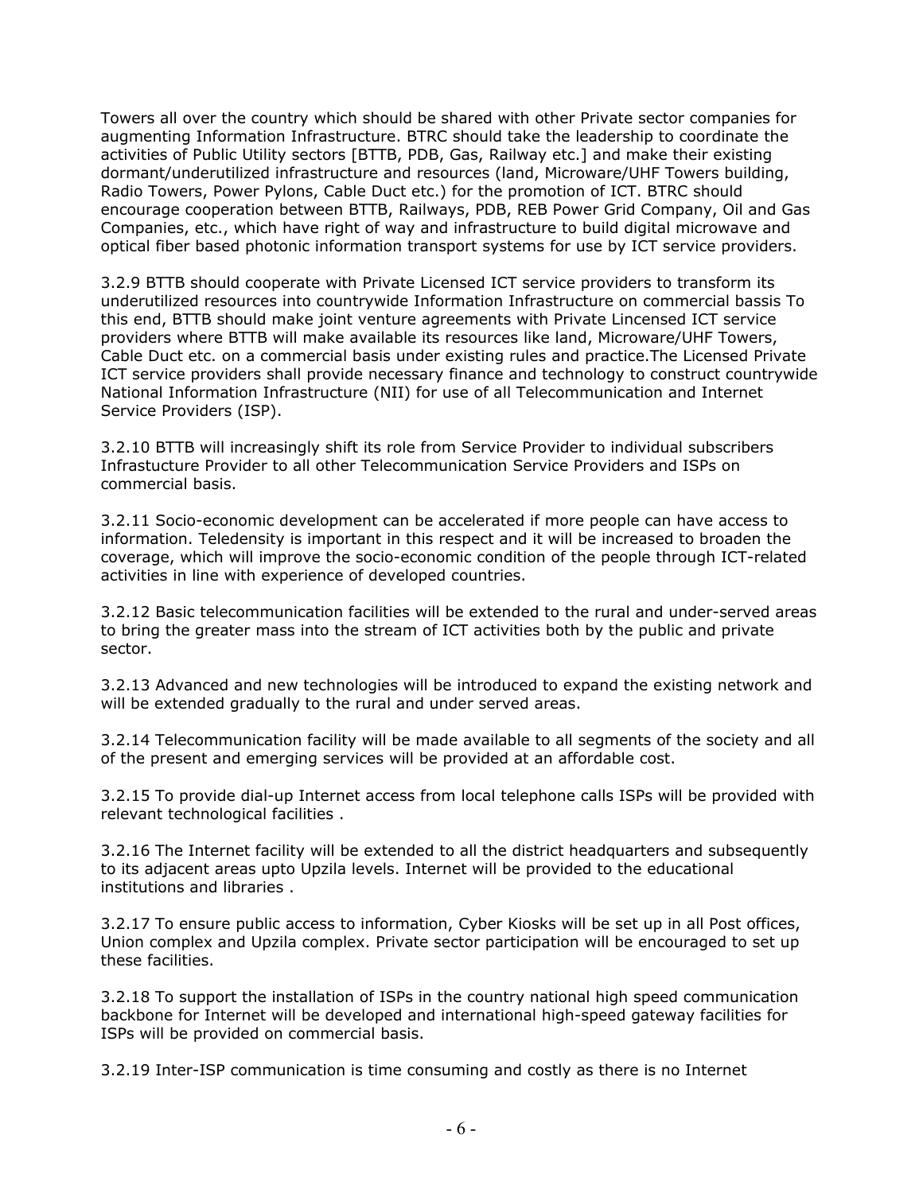Towers all over the country which should be shared with other Private sector companies for augmenting Information Infrastructure. BTRC should take the leadership to coordinate the activities of Public Utility sectors [BTTB, PDB, Gas, Railway etc.] and make their existing dormant/underutilized infrastructure and resources (land, Microware/UHF Towers building, Radio Towers, Power Pylons, Cable Duct etc.) for the promotion of ICT. BTRC should encourage cooperation between BTTB, Railways, PDB, REB Power Grid Company, Oil and Gas Companies, etc., which have right of way and infrastructure to build digital microwave and optical fiber based photonic information transport systems for use by ICT service providers.

3.2.9 BTTB should cooperate with Private Licensed ICT service providers to transform its underutilized resources into countrywide Information Infrastructure on commercial bassis To this end, BTTB should make joint venture agreements with Private Lincensed ICT service providers where BTTB will make available its resources like land, Microware/UHF Towers, Cable Duct etc. on a commercial basis under existing rules and practice.The Licensed Private ICT service providers shall provide necessary finance and technology to construct countrywide National Information Infrastructure (NII) for use of all Telecommunication and Internet Service Providers (ISP).

3.2.10 BTTB will increasingly shift its role from Service Provider to individual subscribers Infrastucture Provider to all other Telecommunication Service Providers and ISPs on commercial basis.

3.2.11 Socio-economic development can be accelerated if more people can have access to information. Teledensity is important in this respect and it will be increased to broaden the coverage, which will improve the socio-economic condition of the people through ICT-related activities in line with experience of developed countries.

3.2.12 Basic telecommunication facilities will be extended to the rural and under-served areas to bring the greater mass into the stream of ICT activities both by the public and private sector.

3.2.13 Advanced and new technologies will be introduced to expand the existing network and will be extended gradually to the rural and under served areas.

3.2.14 Telecommunication facility will be made available to all segments of the society and all of the present and emerging services will be provided at an affordable cost.

3.2.15 To provide dial-up Internet access from local telephone calls ISPs will be provided with relevant technological facilities .

3.2.16 The Internet facility will be extended to all the district headquarters and subsequently to its adjacent areas upto Upzila levels. Internet will be provided to the educational institutions and libraries .

3.2.17 To ensure public access to information, Cyber Kiosks will be set up in all Post offices, Union complex and Upzila complex. Private sector participation will be encouraged to set up these facilities.

3.2.18 To support the installation of ISPs in the country national high speed communication backbone for Internet will be developed and international high-speed gateway facilities for ISPs will be provided on commercial basis.

3.2.19 Inter-ISP communication is time consuming and costly as there is no Internet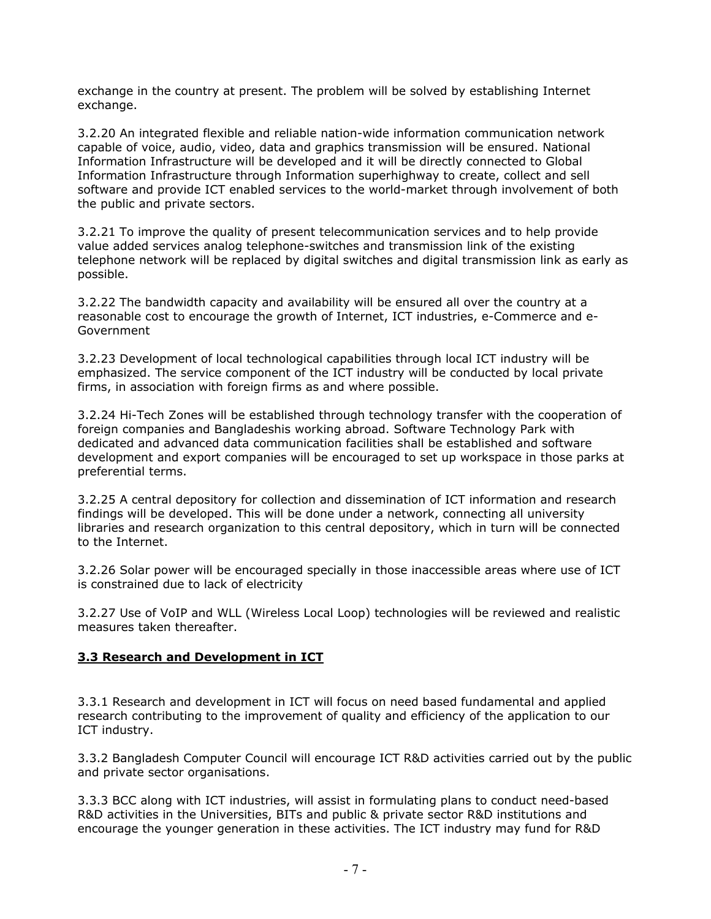exchange in the country at present. The problem will be solved by establishing Internet exchange.

3.2.20 An integrated flexible and reliable nation-wide information communication network capable of voice, audio, video, data and graphics transmission will be ensured. National Information Infrastructure will be developed and it will be directly connected to Global Information Infrastructure through Information superhighway to create, collect and sell software and provide ICT enabled services to the world-market through involvement of both the public and private sectors.

3.2.21 To improve the quality of present telecommunication services and to help provide value added services analog telephone-switches and transmission link of the existing telephone network will be replaced by digital switches and digital transmission link as early as possible.

3.2.22 The bandwidth capacity and availability will be ensured all over the country at a reasonable cost to encourage the growth of Internet, ICT industries, e-Commerce and e-Government

3.2.23 Development of local technological capabilities through local ICT industry will be emphasized. The service component of the ICT industry will be conducted by local private firms, in association with foreign firms as and where possible.

3.2.24 Hi-Tech Zones will be established through technology transfer with the cooperation of foreign companies and Bangladeshis working abroad. Software Technology Park with dedicated and advanced data communication facilities shall be established and software development and export companies will be encouraged to set up workspace in those parks at preferential terms.

3.2.25 A central depository for collection and dissemination of ICT information and research findings will be developed. This will be done under a network, connecting all university libraries and research organization to this central depository, which in turn will be connected to the Internet.

3.2.26 Solar power will be encouraged specially in those inaccessible areas where use of ICT is constrained due to lack of electricity

3.2.27 Use of VoIP and WLL (Wireless Local Loop) technologies will be reviewed and realistic measures taken thereafter.

## 3.3 Research and Development in ICT

3.3.1 Research and development in ICT will focus on need based fundamental and applied research contributing to the improvement of quality and efficiency of the application to our ICT industry.

3.3.2 Bangladesh Computer Council will encourage ICT R&D activities carried out by the public and private sector organisations.

3.3.3 BCC along with ICT industries, will assist in formulating plans to conduct need-based R&D activities in the Universities, BITs and public & private sector R&D institutions and encourage the younger generation in these activities. The ICT industry may fund for R&D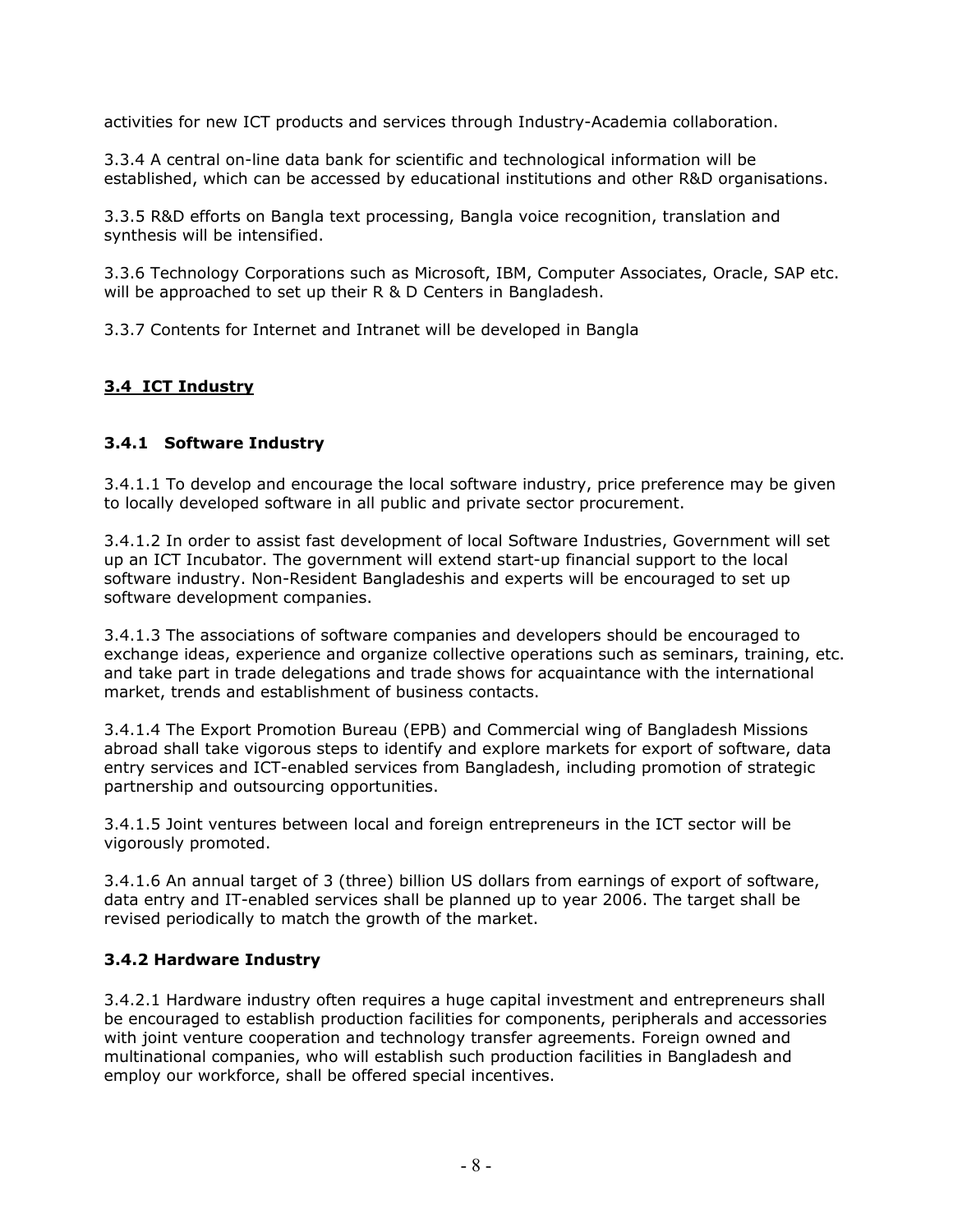activities for new ICT products and services through Industry-Academia collaboration.

3.3.4 A central on-line data bank for scientific and technological information will be established, which can be accessed by educational institutions and other R&D organisations.

3.3.5 R&D efforts on Bangla text processing, Bangla voice recognition, translation and synthesis will be intensified.

3.3.6 Technology Corporations such as Microsoft, IBM, Computer Associates, Oracle, SAP etc. will be approached to set up their R & D Centers in Bangladesh.

3.3.7 Contents for Internet and Intranet will be developed in Bangla

## 3.4 ICT Industry

### 3.4.1 Software Industry

3.4.1.1 To develop and encourage the local software industry, price preference may be given to locally developed software in all public and private sector procurement.

3.4.1.2 In order to assist fast development of local Software Industries, Government will set up an ICT Incubator. The government will extend start-up financial support to the local software industry. Non-Resident Bangladeshis and experts will be encouraged to set up software development companies.

3.4.1.3 The associations of software companies and developers should be encouraged to exchange ideas, experience and organize collective operations such as seminars, training, etc. and take part in trade delegations and trade shows for acquaintance with the international market, trends and establishment of business contacts.

3.4.1.4 The Export Promotion Bureau (EPB) and Commercial wing of Bangladesh Missions abroad shall take vigorous steps to identify and explore markets for export of software, data entry services and ICT-enabled services from Bangladesh, including promotion of strategic partnership and outsourcing opportunities.

3.4.1.5 Joint ventures between local and foreign entrepreneurs in the ICT sector will be vigorously promoted.

3.4.1.6 An annual target of 3 (three) billion US dollars from earnings of export of software, data entry and IT-enabled services shall be planned up to year 2006. The target shall be revised periodically to match the growth of the market.

### 3.4.2 Hardware Industry

3.4.2.1 Hardware industry often requires a huge capital investment and entrepreneurs shall be encouraged to establish production facilities for components, peripherals and accessories with joint venture cooperation and technology transfer agreements. Foreign owned and multinational companies, who will establish such production facilities in Bangladesh and employ our workforce, shall be offered special incentives.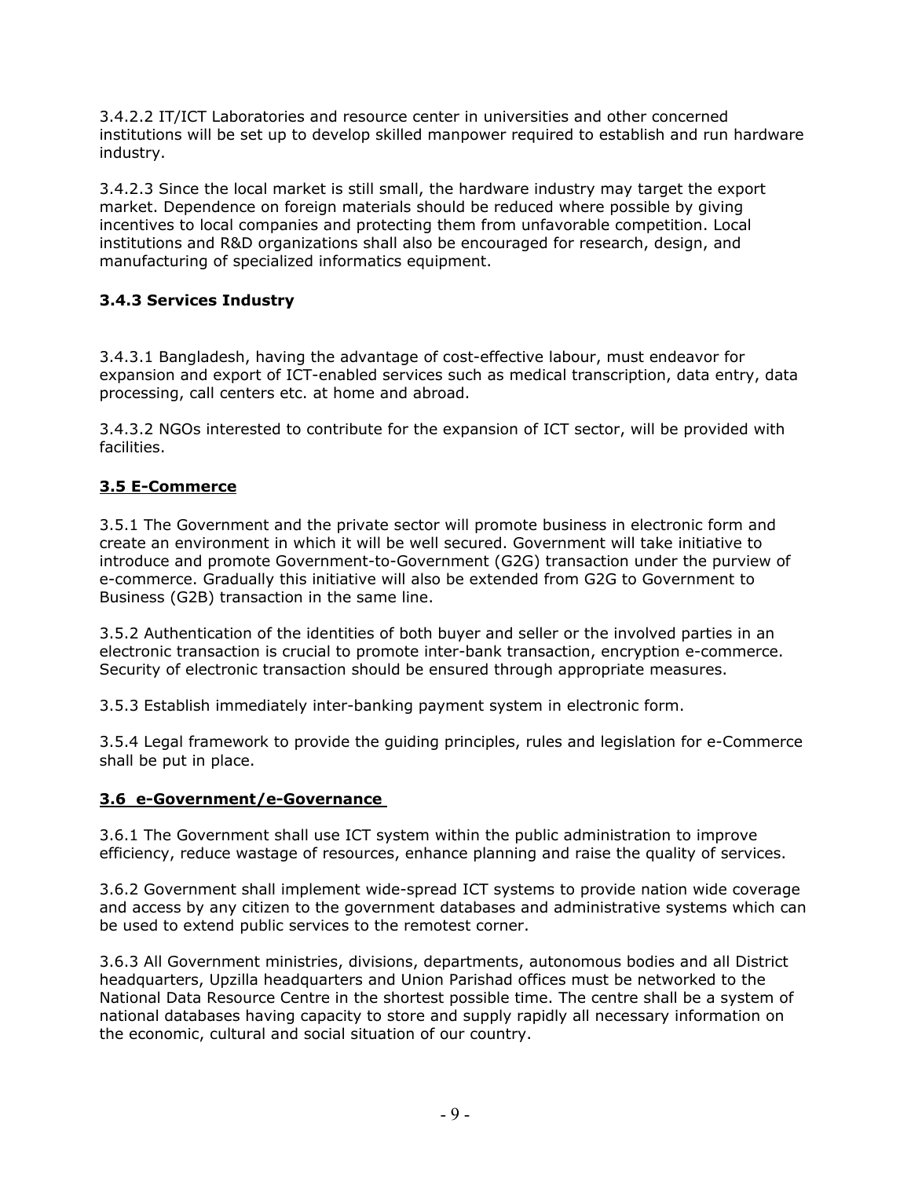3.4.2.2 IT/ICT Laboratories and resource center in universities and other concerned institutions will be set up to develop skilled manpower required to establish and run hardware industry.

3.4.2.3 Since the local market is still small, the hardware industry may target the export market. Dependence on foreign materials should be reduced where possible by giving incentives to local companies and protecting them from unfavorable competition. Local institutions and R&D organizations shall also be encouraged for research, design, and manufacturing of specialized informatics equipment.

### 3.4.3 Services Industry

3.4.3.1 Bangladesh, having the advantage of cost-effective labour, must endeavor for expansion and export of ICT-enabled services such as medical transcription, data entry, data processing, call centers etc. at home and abroad.

3.4.3.2 NGOs interested to contribute for the expansion of ICT sector, will be provided with facilities.

## 3.5 E-Commerce

3.5.1 The Government and the private sector will promote business in electronic form and create an environment in which it will be well secured. Government will take initiative to introduce and promote Government-to-Government (G2G) transaction under the purview of e-commerce. Gradually this initiative will also be extended from G2G to Government to Business (G2B) transaction in the same line.

3.5.2 Authentication of the identities of both buyer and seller or the involved parties in an electronic transaction is crucial to promote inter-bank transaction, encryption e-commerce. Security of electronic transaction should be ensured through appropriate measures.

3.5.3 Establish immediately inter-banking payment system in electronic form.

3.5.4 Legal framework to provide the guiding principles, rules and legislation for e-Commerce shall be put in place.

## 3.6 e-Government/e-Governance

3.6.1 The Government shall use ICT system within the public administration to improve efficiency, reduce wastage of resources, enhance planning and raise the quality of services.

3.6.2 Government shall implement wide-spread ICT systems to provide nation wide coverage and access by any citizen to the government databases and administrative systems which can be used to extend public services to the remotest corner.

3.6.3 All Government ministries, divisions, departments, autonomous bodies and all District headquarters, Upzilla headquarters and Union Parishad offices must be networked to the National Data Resource Centre in the shortest possible time. The centre shall be a system of national databases having capacity to store and supply rapidly all necessary information on the economic, cultural and social situation of our country.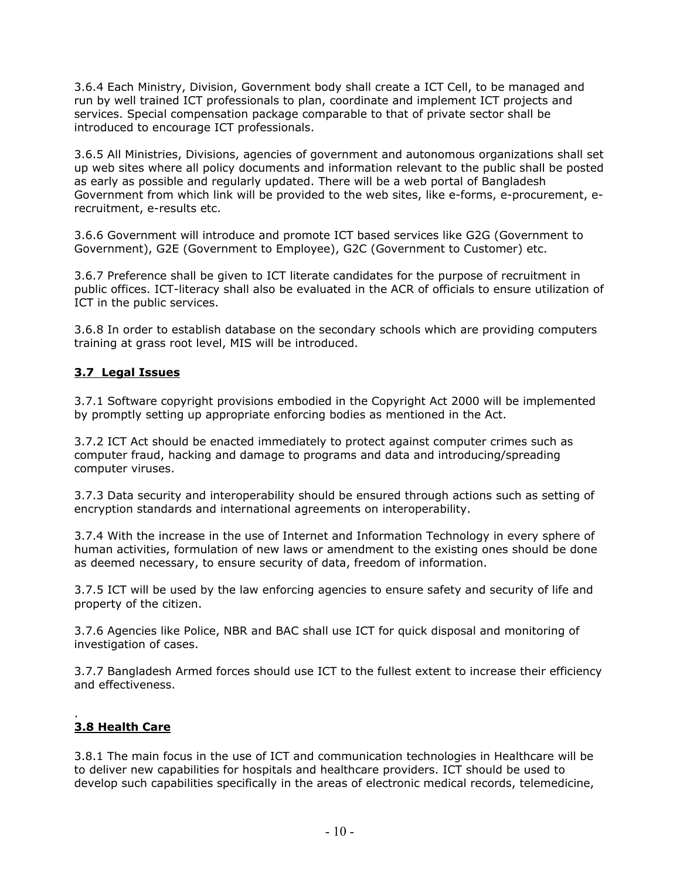3.6.4 Each Ministry, Division, Government body shall create a ICT Cell, to be managed and run by well trained ICT professionals to plan, coordinate and implement ICT projects and services. Special compensation package comparable to that of private sector shall be introduced to encourage ICT professionals.

3.6.5 All Ministries, Divisions, agencies of government and autonomous organizations shall set up web sites where all policy documents and information relevant to the public shall be posted as early as possible and regularly updated. There will be a web portal of Bangladesh Government from which link will be provided to the web sites, like e-forms, e-procurement, e-recruitment, e-results etc.

3.6.6 Government will introduce and promote ICT based services like G2G (Government to Government), G2E (Government to Employee), G2C (Government to Customer) etc.

3.6.7 Preference shall be given to ICT literate candidates for the purpose of recruitment in public offices. ICT-literacy shall also be evaluated in the ACR of officials to ensure utilization of ICT in the public services.

3.6.8 In order to establish database on the secondary schools which are providing computers training at grass root level, MIS will be introduced.

## 3.7 Legal Issues

3.7.1 Software copyright provisions embodied in the Copyright Act 2000 will be implemented by promptly setting up appropriate enforcing bodies as mentioned in the Act.

3.7.2 ICT Act should be enacted immediately to protect against computer crimes such as computer fraud, hacking and damage to programs and data and introducing/spreading computer viruses.

3.7.3 Data security and interoperability should be ensured through actions such as setting of encryption standards and international agreements on interoperability.

3.7.4 With the increase in the use of Internet and Information Technology in every sphere of human activities, formulation of new laws or amendment to the existing ones should be done as deemed necessary, to ensure security of data, freedom of information.

3.7.5 ICT will be used by the law enforcing agencies to ensure safety and security of life and property of the citizen.

3.7.6 Agencies like Police, NBR and BAC shall use ICT for quick disposal and monitoring of investigation of cases.

3.7.7 Bangladesh Armed forces should use ICT to the fullest extent to increase their efficiency and effectiveness.

.

## 3.8 Health Care

3.8.1 The main focus in the use of ICT and communication technologies in Healthcare will be to deliver new capabilities for hospitals and healthcare providers. ICT should be used to develop such capabilities specifically in the areas of electronic medical records, telemedicine,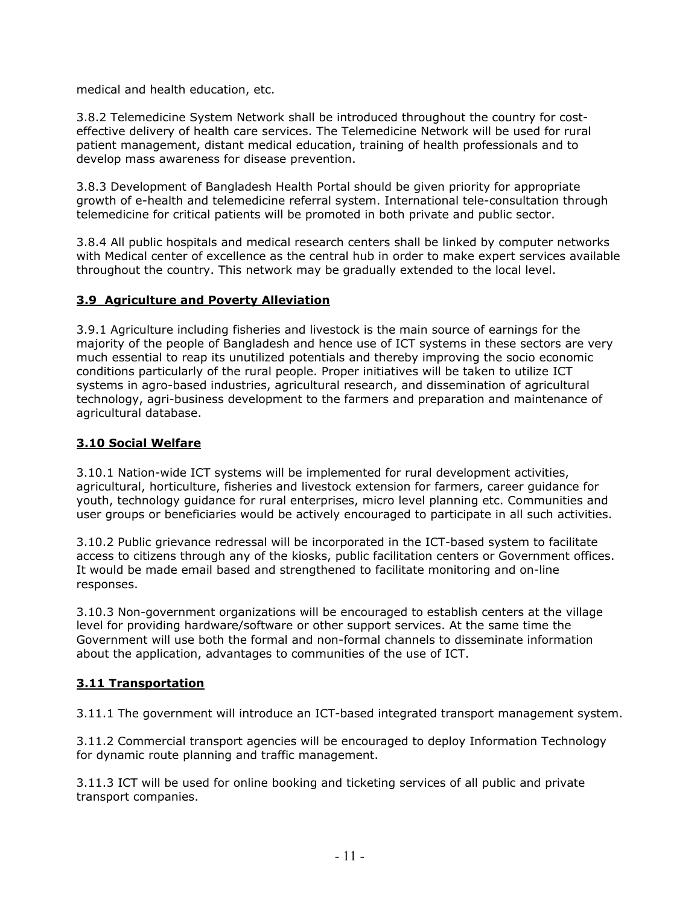medical and health education, etc.

3.8.2 Telemedicine System Network shall be introduced throughout the country for cost-effective delivery of health care services. The Telemedicine Network will be used for rural patient management, distant medical education, training of health professionals and to develop mass awareness for disease prevention.

3.8.3 Development of Bangladesh Health Portal should be given priority for appropriate growth of e-health and telemedicine referral system. International tele-consultation through telemedicine for critical patients will be promoted in both private and public sector.

3.8.4 All public hospitals and medical research centers shall be linked by computer networks with Medical center of excellence as the central hub in order to make expert services available throughout the country. This network may be gradually extended to the local level.

### **3.9 Agriculture and Poverty Alleviation**

3.9.1 Agriculture including fisheries and livestock is the main source of earnings for the majority of the people of Bangladesh and hence use of ICT systems in these sectors are very much essential to reap its unutilized potentials and thereby improving the socio economic conditions particularly of the rural people. Proper initiatives will be taken to utilize ICT systems in agro-based industries, agricultural research, and dissemination of agricultural technology, agri-business development to the farmers and preparation and maintenance of agricultural database.

### **3.10 Social Welfare**

3.10.1 Nation-wide ICT systems will be implemented for rural development activities, agricultural, horticulture, fisheries and livestock extension for farmers, career guidance for youth, technology guidance for rural enterprises, micro level planning etc. Communities and user groups or beneficiaries would be actively encouraged to participate in all such activities.

3.10.2 Public grievance redressal will be incorporated in the ICT-based system to facilitate access to citizens through any of the kiosks, public facilitation centers or Government offices. It would be made email based and strengthened to facilitate monitoring and on-line responses.

3.10.3 Non-government organizations will be encouraged to establish centers at the village level for providing hardware/software or other support services. At the same time the Government will use both the formal and non-formal channels to disseminate information about the application, advantages to communities of the use of ICT.

### **3.11 Transportation**

3.11.1 The government will introduce an ICT-based integrated transport management system.

3.11.2 Commercial transport agencies will be encouraged to deploy Information Technology for dynamic route planning and traffic management.

3.11.3 ICT will be used for online booking and ticketing services of all public and private transport companies.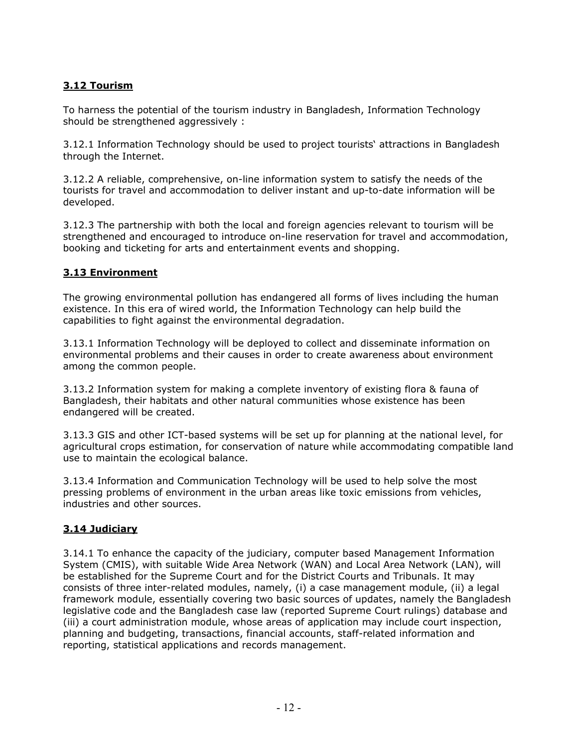### **3.12 Tourism**

To harness the potential of the tourism industry in Bangladesh, Information Technology should be strengthened aggressively :

3.12.1 Information Technology should be used to project tourists‘ attractions in Bangladesh through the Internet.

3.12.2 A reliable, comprehensive, on-line information system to satisfy the needs of the tourists for travel and accommodation to deliver instant and up-to-date information will be developed.

3.12.3 The partnership with both the local and foreign agencies relevant to tourism will be strengthened and encouraged to introduce on-line reservation for travel and accommodation, booking and ticketing for arts and entertainment events and shopping.

### **3.13 Environment**

The growing environmental pollution has endangered all forms of lives including the human existence. In this era of wired world, the Information Technology can help build the capabilities to fight against the environmental degradation.

3.13.1 Information Technology will be deployed to collect and disseminate information on environmental problems and their causes in order to create awareness about environment among the common people.

3.13.2 Information system for making a complete inventory of existing flora & fauna of Bangladesh, their habitats and other natural communities whose existence has been endangered will be created.

3.13.3 GIS and other ICT-based systems will be set up for planning at the national level, for agricultural crops estimation, for conservation of nature while accommodating compatible land use to maintain the ecological balance.

3.13.4 Information and Communication Technology will be used to help solve the most pressing problems of environment in the urban areas like toxic emissions from vehicles, industries and other sources.

### **3.14 Judiciary**

3.14.1 To enhance the capacity of the judiciary, computer based Management Information System (CMIS), with suitable Wide Area Network (WAN) and Local Area Network (LAN), will be established for the Supreme Court and for the District Courts and Tribunals. It may consists of three inter-related modules, namely, (i) a case management module, (ii) a legal framework module, essentially covering two basic sources of updates, namely the Bangladesh legislative code and the Bangladesh case law (reported Supreme Court rulings) database and (iii) a court administration module, whose areas of application may include court inspection, planning and budgeting, transactions, financial accounts, staff-related information and reporting, statistical applications and records management.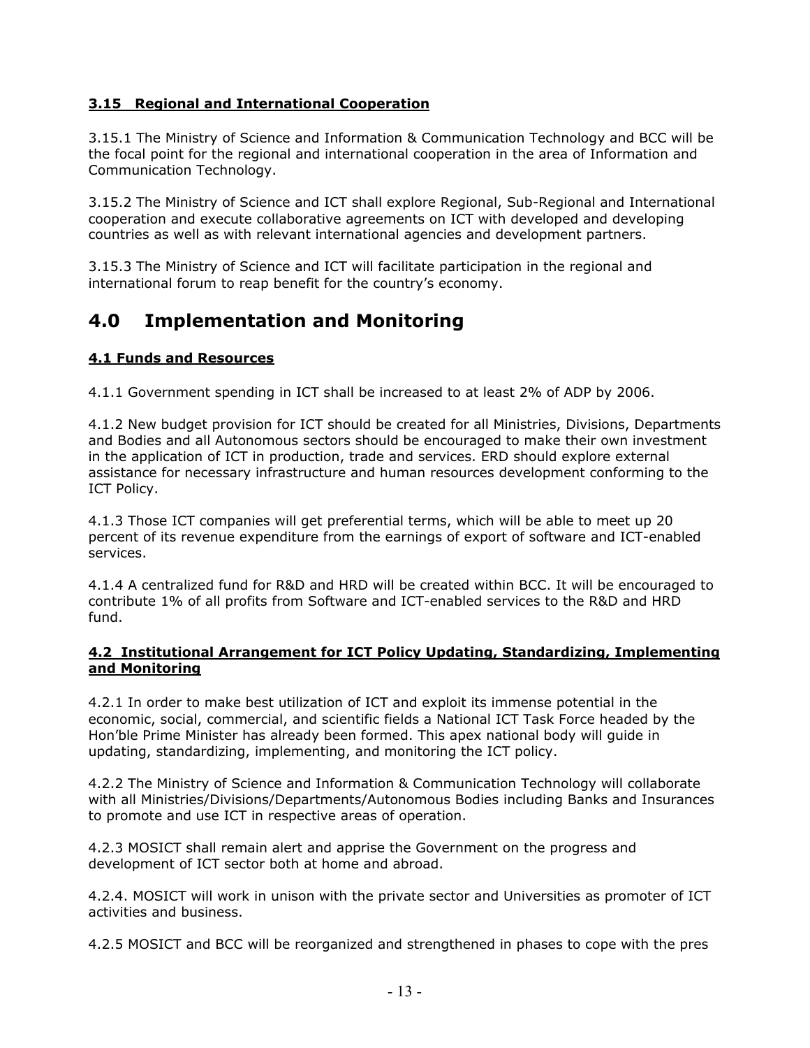### 3.15 Regional and International Cooperation

3.15.1 The Ministry of Science and Information & Communication Technology and BCC will be the focal point for the regional and international cooperation in the area of Information and Communication Technology.

3.15.2 The Ministry of Science and ICT shall explore Regional, Sub-Regional and International cooperation and execute collaborative agreements on ICT with developed and developing countries as well as with relevant international agencies and development partners.

3.15.3 The Ministry of Science and ICT will facilitate participation in the regional and international forum to reap benefit for the country's economy.

# 4.0 Implementation and Monitoring

### 4.1 Funds and Resources

4.1.1 Government spending in ICT shall be increased to at least 2% of ADP by 2006.

4.1.2 New budget provision for ICT should be created for all Ministries, Divisions, Departments and Bodies and all Autonomous sectors should be encouraged to make their own investment in the application of ICT in production, trade and services. ERD should explore external assistance for necessary infrastructure and human resources development conforming to the ICT Policy.

4.1.3 Those ICT companies will get preferential terms, which will be able to meet up 20 percent of its revenue expenditure from the earnings of export of software and ICT-enabled services.

4.1.4 A centralized fund for R&D and HRD will be created within BCC. It will be encouraged to contribute 1% of all profits from Software and ICT-enabled services to the R&D and HRD fund.

### 4.2 Institutional Arrangement for ICT Policy Updating, Standardizing, Implementing and Monitoring

4.2.1 In order to make best utilization of ICT and exploit its immense potential in the economic, social, commercial, and scientific fields a National ICT Task Force headed by the Hon'ble Prime Minister has already been formed. This apex national body will guide in updating, standardizing, implementing, and monitoring the ICT policy.

4.2.2 The Ministry of Science and Information & Communication Technology will collaborate with all Ministries/Divisions/Departments/Autonomous Bodies including Banks and Insurances to promote and use ICT in respective areas of operation.

4.2.3 MOSICT shall remain alert and apprise the Government on the progress and development of ICT sector both at home and abroad.

4.2.4. MOSICT will work in unison with the private sector and Universities as promoter of ICT activities and business.

4.2.5 MOSICT and BCC will be reorganized and strengthened in phases to cope with the pres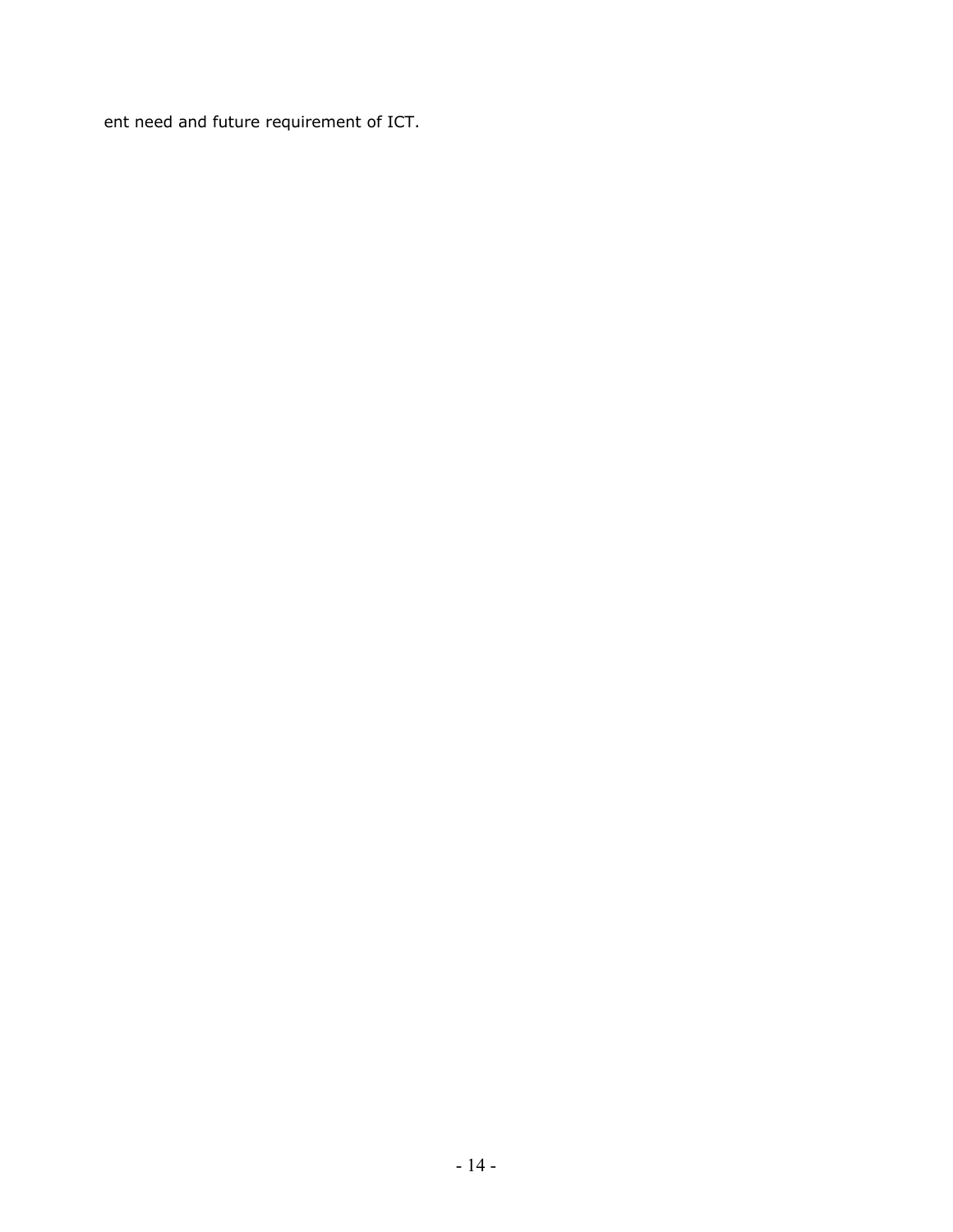ent need and future requirement of ICT.